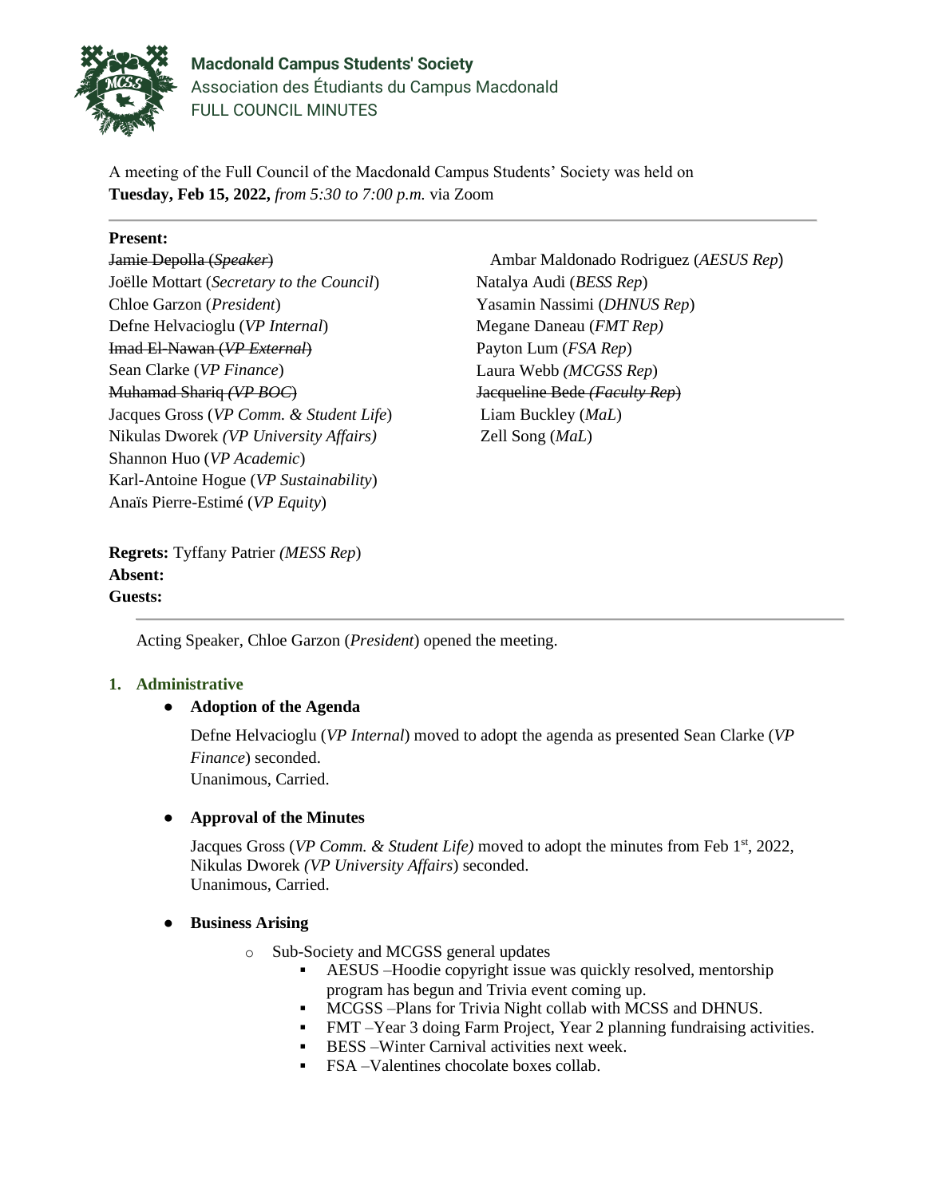# Macdonald Campus Students' Society

Association des Étudiants du Campus Macdonald

FULL COUNCIL MINUTES

A meeting of the Full Council of the Macdonald Campus Students' Society was held on **Tuesday, Feb 15, 2022,** *from 5:30 to 7:00 p.m.* via Zoom

---

**Present:**

~~Jamie Depolla (*Speaker*)~~
Joëlle Mottart (*Secretary to the Council*)
Chloe Garzon (*President*)
Defne Helvacioglu (*VP Internal*)
~~Imad El-Nawan (*VP External*)~~
Sean Clarke (*VP Finance*)
~~Muhamad Shariq (*VP BOC*)~~
Jacques Gross (*VP Comm. & Student Life*)
Nikulas Dworek *(VP University Affairs)*
Shannon Huo (*VP Academic*)
Karl-Antoine Hogue (*VP Sustainability*)
Anaïs Pierre-Estimé (*VP Equity*)
Ambar Maldonado Rodriguez (*AESUS Rep*)
Natalya Audi (*BESS Rep*)
Yasamin Nassimi (*DHNUS Rep*)
Megane Daneau (*FMT Rep)*
Payton Lum (*FSA Rep*)
Laura Webb *(MCGSS Rep*)
~~Jacqueline Bede *(Faculty Rep*)~~
Liam Buckley (*MaL*)
Zell Song (*MaL*)

**Regrets:** Tyffany Patrier *(MESS Rep*)
**Absent:**
**Guests:**

---

Acting Speaker, Chloe Garzon (*President*) opened the meeting.

## 1. Administrative

- **Adoption of the Agenda**

  Defne Helvacioglu (*VP Internal*) moved to adopt the agenda as presented Sean Clarke (*VP Finance*) seconded.
  Unanimous, Carried.

- **Approval of the Minutes**

  Jacques Gross (*VP Comm. & Student Life)* moved to adopt the minutes from Feb 1st, 2022, Nikulas Dworek *(VP University Affairs*) seconded.
  Unanimous, Carried.

- **Business Arising**
  - Sub-Society and MCGSS general updates
    - AESUS –Hoodie copyright issue was quickly resolved, mentorship program has begun and Trivia event coming up.
    - MCGSS –Plans for Trivia Night collab with MCSS and DHNUS.
    - FMT –Year 3 doing Farm Project, Year 2 planning fundraising activities.
    - BESS –Winter Carnival activities next week.
    - FSA –Valentines chocolate boxes collab.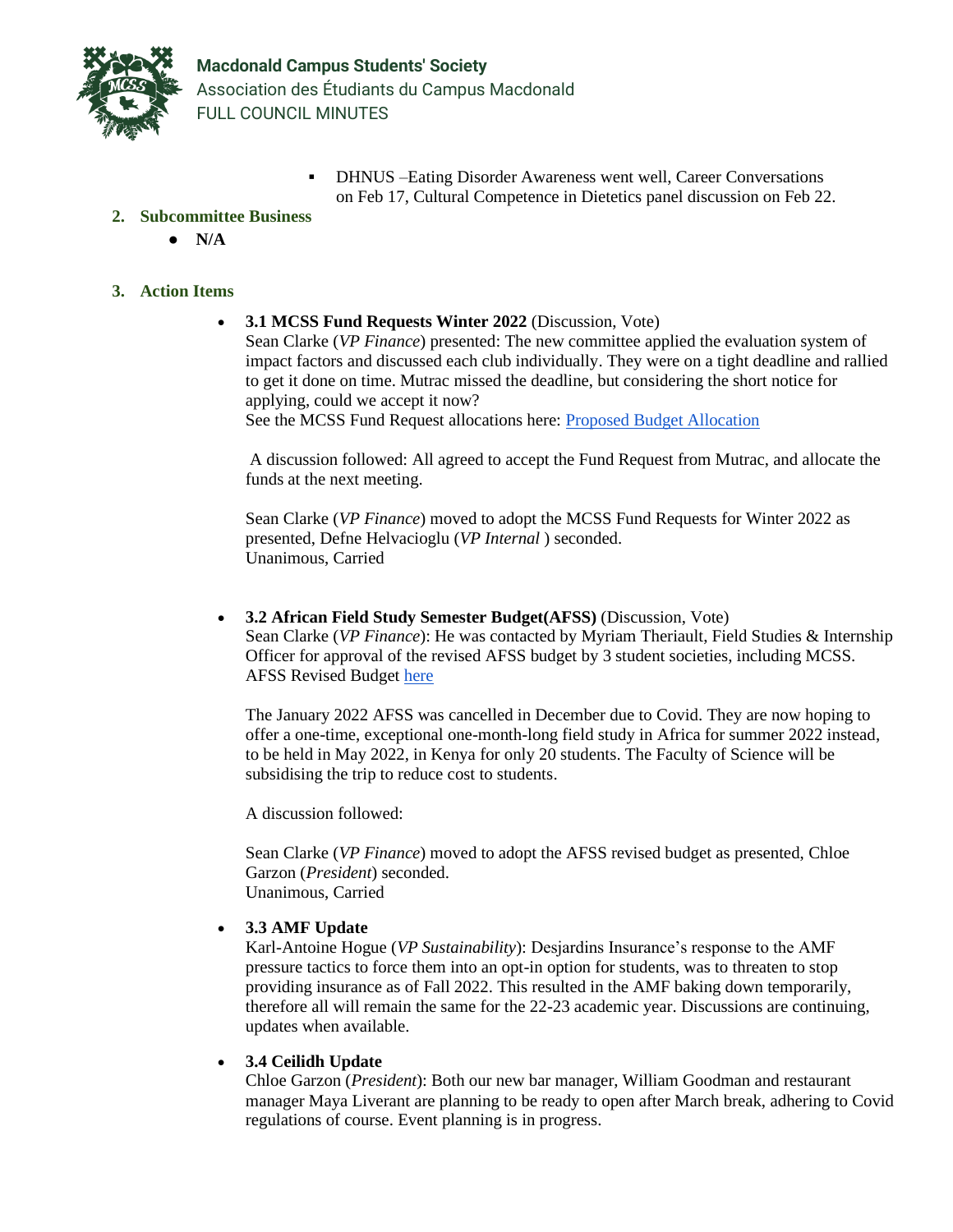- DHNUS –Eating Disorder Awareness went well, Career Conversations on Feb 17, Cultural Competence in Dietetics panel discussion on Feb 22.

## 2. Subcommittee Business

- **N/A**

## 3. Action Items

- **3.1 MCSS Fund Requests Winter 2022** (Discussion, Vote)
  Sean Clarke (*VP Finance*) presented: The new committee applied the evaluation system of impact factors and discussed each club individually. They were on a tight deadline and rallied to get it done on time. Mutrac missed the deadline, but considering the short notice for applying, could we accept it now?
  See the MCSS Fund Request allocations here: Proposed Budget Allocation

  A discussion followed: All agreed to accept the Fund Request from Mutrac, and allocate the funds at the next meeting.

  Sean Clarke (*VP Finance*) moved to adopt the MCSS Fund Requests for Winter 2022 as presented, Defne Helvacioglu (*VP Internal* ) seconded.
  Unanimous, Carried

- **3.2 African Field Study Semester Budget(AFSS)** (Discussion, Vote)
  Sean Clarke (*VP Finance*): He was contacted by Myriam Theriault, Field Studies & Internship Officer for approval of the revised AFSS budget by 3 student societies, including MCSS. AFSS Revised Budget here

  The January 2022 AFSS was cancelled in December due to Covid. They are now hoping to offer a one-time, exceptional one-month-long field study in Africa for summer 2022 instead, to be held in May 2022, in Kenya for only 20 students. The Faculty of Science will be subsidising the trip to reduce cost to students.

  A discussion followed:

  Sean Clarke (*VP Finance*) moved to adopt the AFSS revised budget as presented, Chloe Garzon (*President*) seconded.
  Unanimous, Carried

- **3.3 AMF Update**
  Karl-Antoine Hogue (*VP Sustainability*): Desjardins Insurance's response to the AMF pressure tactics to force them into an opt-in option for students, was to threaten to stop providing insurance as of Fall 2022. This resulted in the AMF baking down temporarily, therefore all will remain the same for the 22-23 academic year. Discussions are continuing, updates when available.

- **3.4 Ceilidh Update**
  Chloe Garzon (*President*): Both our new bar manager, William Goodman and restaurant manager Maya Liverant are planning to be ready to open after March break, adhering to Covid regulations of course. Event planning is in progress.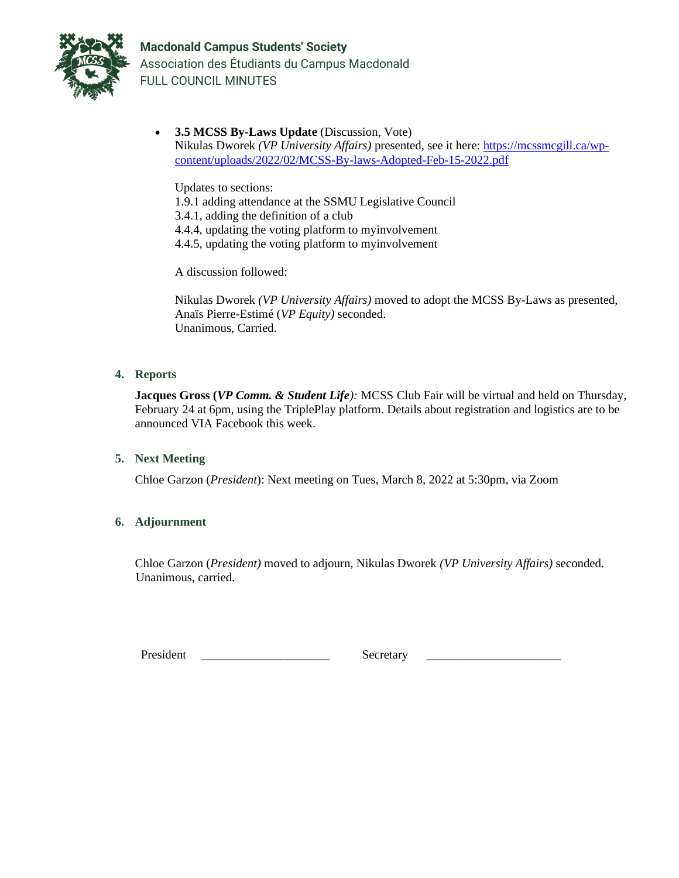- **3.5 MCSS By-Laws Update** (Discussion, Vote)
  Nikulas Dworek *(VP University Affairs)* presented, see it here: https://mcssmcgill.ca/wp-content/uploads/2022/02/MCSS-By-laws-Adopted-Feb-15-2022.pdf

  Updates to sections:
  1.9.1 adding attendance at the SSMU Legislative Council
  3.4.1, adding the definition of a club
  4.4.4, updating the voting platform to myinvolvement
  4.4.5, updating the voting platform to myinvolvement

  A discussion followed:

  Nikulas Dworek *(VP University Affairs)* moved to adopt the MCSS By-Laws as presented, Anaïs Pierre-Estimé (*VP Equity)* seconded.
  Unanimous, Carried.

## 4. Reports

**Jacques Gross (*VP Comm. & Student Life*)***:* MCSS Club Fair will be virtual and held on Thursday, February 24 at 6pm, using the TriplePlay platform. Details about registration and logistics are to be announced VIA Facebook this week.

## 5. Next Meeting

Chloe Garzon (*President*): Next meeting on Tues, March 8, 2022 at 5:30pm, via Zoom

## 6. Adjournment

Chloe Garzon (*President)* moved to adjourn, Nikulas Dworek *(VP University Affairs)* seconded.
Unanimous, carried.

President ____________________ Secretary ____________________